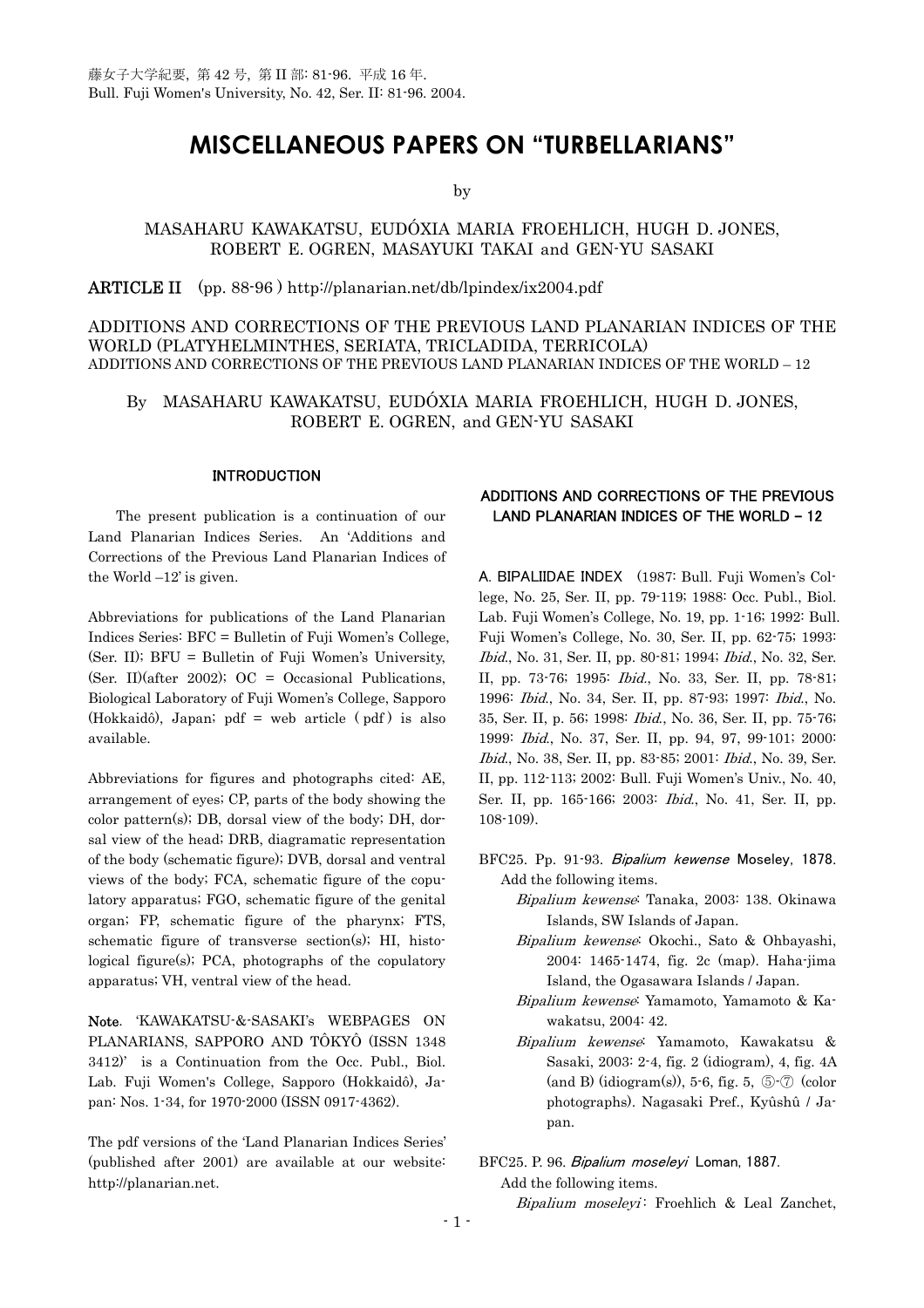藤女子大学紀要, 第 42 号, 第 II 部: 81-96. 平成 16 年.
Bull. Fuji Women's University, No. 42, Ser. II: 81-96. 2004.

# MISCELLANEOUS PAPERS ON "TURBELLARIANS"

by

MASAHARU KAWAKATSU, EUDÓXIA MARIA FROEHLICH, HUGH D. JONES, ROBERT E. OGREN, MASAYUKI TAKAI and GEN-YU SASAKI

**ARTICLE II** (pp. 88-96 ) http://planarian.net/db/lpindex/ix2004.pdf

## ADDITIONS AND CORRECTIONS OF THE PREVIOUS LAND PLANARIAN INDICES OF THE WORLD (PLATYHELMINTHES, SERIATA, TRICLADIDA, TERRICOLA)

ADDITIONS AND CORRECTIONS OF THE PREVIOUS LAND PLANARIAN INDICES OF THE WORLD – 12

By MASAHARU KAWAKATSU, EUDÓXIA MARIA FROEHLICH, HUGH D. JONES, ROBERT E. OGREN, and GEN-YU SASAKI

### INTRODUCTION

The present publication is a continuation of our Land Planarian Indices Series. An 'Additions and Corrections of the Previous Land Planarian Indices of the World –12' is given.

Abbreviations for publications of the Land Planarian Indices Series: BFC = Bulletin of Fuji Women's College, (Ser. II); BFU = Bulletin of Fuji Women's University, (Ser. II)(after 2002); OC = Occasional Publications, Biological Laboratory of Fuji Women's College, Sapporo (Hokkaidô), Japan; pdf = web article ( pdf ) is also available.

Abbreviations for figures and photographs cited: AE, arrangement of eyes; CP, parts of the body showing the color pattern(s); DB, dorsal view of the body; DH, dorsal view of the head; DRB, diagramatic representation of the body (schematic figure); DVB, dorsal and ventral views of the body; FCA, schematic figure of the copulatory apparatus; FGO, schematic figure of the genital organ; FP, schematic figure of the pharynx; FTS, schematic figure of transverse section(s); HI, histological figure(s); PCA, photographs of the copulatory apparatus; VH, ventral view of the head.

**Note**. 'KAWAKATSU-&-SASAKI's WEBPAGES ON PLANARIANS, SAPPORO AND TÔKYÔ (ISSN 1348 3412)' is a Continuation from the Occ. Publ., Biol. Lab. Fuji Women's College, Sapporo (Hokkaidô), Japan: Nos. 1-34, for 1970-2000 (ISSN 0917-4362).

The pdf versions of the 'Land Planarian Indices Series' (published after 2001) are available at our website: http://planarian.net.

### ADDITIONS AND CORRECTIONS OF THE PREVIOUS LAND PLANARIAN INDICES OF THE WORLD – 12

**A. BIPALIIDAE INDEX** (1987: Bull. Fuji Women's College, No. 25, Ser. II, pp. 79-119; 1988: Occ. Publ., Biol. Lab. Fuji Women's College, No. 19, pp. 1-16; 1992: Bull. Fuji Women's College, No. 30, Ser. II, pp. 62-75; 1993: *Ibid.*, No. 31, Ser. II, pp. 80-81; 1994; *Ibid.*, No. 32, Ser. II, pp. 73-76; 1995: *Ibid.*, No. 33, Ser. II, pp. 78-81; 1996: *Ibid.*, No. 34, Ser. II, pp. 87-93; 1997: *Ibid.*, No. 35, Ser. II, p. 56; 1998: *Ibid.*, No. 36, Ser. II, pp. 75-76; 1999: *Ibid.*, No. 37, Ser. II, pp. 94, 97, 99-101; 2000: *Ibid.*, No. 38, Ser. II, pp. 83-85; 2001: *Ibid.*, No. 39, Ser. II, pp. 112-113; 2002: Bull. Fuji Women's Univ., No. 40, Ser. II, pp. 165-166; 2003: *Ibid.*, No. 41, Ser. II, pp. 108-109).

BFC25. Pp. 91-93. *Bipalium kewense* Moseley, 1878.
Add the following items.
- *Bipalium kewense*: Tanaka, 2003: 138. Okinawa Islands, SW Islands of Japan.
- *Bipalium kewense*: Okochi., Sato & Ohbayashi, 2004: 1465-1474, fig. 2c (map). Haha-jima Island, the Ogasawara Islands / Japan.
- *Bipalium kewense*: Yamamoto, Yamamoto & Kawakatsu, 2004: 42.
- *Bipalium kewense*: Yamamoto, Kawakatsu & Sasaki, 2003: 2-4, fig. 2 (idiogram), 4, fig. 4A (and B) (idiogram(s)), 5-6, fig. 5, ⑤-⑦ (color photographs). Nagasaki Pref., Kyûshû / Japan.

BFC25. P. 96. *Bipalium moseleyi* Loman, 1887.
Add the following items.
- *Bipalium moseleyi*: Froehlich & Leal Zanchet,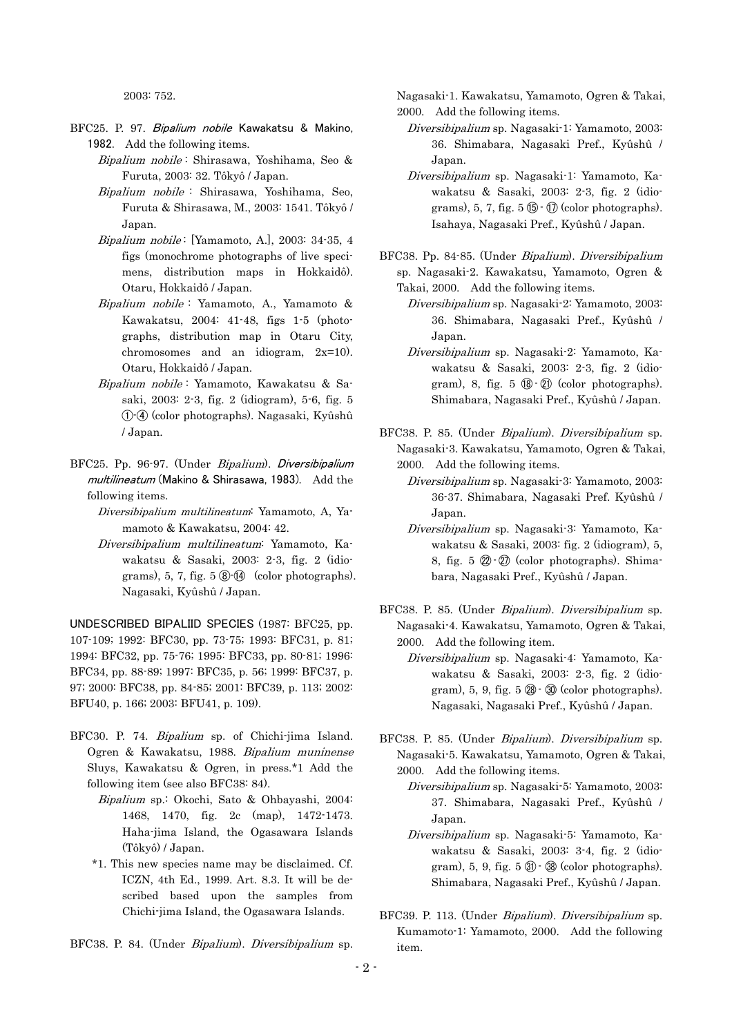2003: 752.

BFC25. P. 97. *Bipalium nobile* Kawakatsu & Makino, 1982. Add the following items.

*Bipalium nobile* : Shirasawa, Yoshihama, Seo & Furuta, 2003: 32. Tôkyô / Japan.

*Bipalium nobile* : Shirasawa, Yoshihama, Seo, Furuta & Shirasawa, M., 2003: 1541. Tôkyô / Japan.

*Bipalium nobile* : [Yamamoto, A.], 2003: 34-35, 4 figs (monochrome photographs of live specimens, distribution maps in Hokkaidô). Otaru, Hokkaidô / Japan.

*Bipalium nobile* : Yamamoto, A., Yamamoto & Kawakatsu, 2004: 41-48, figs 1-5 (photographs, distribution map in Otaru City, chromosomes and an idiogram, 2x=10). Otaru, Hokkaidô / Japan.

*Bipalium nobile* : Yamamoto, Kawakatsu & Sasaki, 2003: 2-3, fig. 2 (idiogram), 5-6, fig. 5 ①-④ (color photographs). Nagasaki, Kyûshû / Japan.

BFC25. Pp. 96-97. (Under *Bipalium*). *Diversibipalium multilineatum* (Makino & Shirasawa, 1983). Add the following items.

*Diversibipalium multilineatum*: Yamamoto, A, Yamamoto & Kawakatsu, 2004: 42.

*Diversibipalium multilineatum*: Yamamoto, Kawakatsu & Sasaki, 2003: 2-3, fig. 2 (idiograms), 5, 7, fig. 5 ⑧-⑭ (color photographs). Nagasaki, Kyûshû / Japan.

UNDESCRIBED BIPALIID SPECIES (1987: BFC25, pp. 107-109; 1992: BFC30, pp. 73-75; 1993: BFC31, p. 81; 1994: BFC32, pp. 75-76; 1995: BFC33, pp. 80-81; 1996: BFC34, pp. 88-89; 1997: BFC35, p. 56; 1999: BFC37, p. 97; 2000: BFC38, pp. 84-85; 2001: BFC39, p. 113; 2002: BFU40, p. 166; 2003: BFU41, p. 109).

BFC30. P. 74. *Bipalium* sp. of Chichi-jima Island. Ogren & Kawakatsu, 1988. *Bipalium muninense* Sluys, Kawakatsu & Ogren, in press.*1 Add the following item (see also BFC38: 84).

*Bipalium* sp.: Okochi, Sato & Ohbayashi, 2004: 1468, 1470, fig. 2c (map), 1472-1473. Haha-jima Island, the Ogasawara Islands (Tôkyô) / Japan.

*1. This new species name may be disclaimed. Cf. ICZN, 4th Ed., 1999. Art. 8.3. It will be described based upon the samples from Chichi-jima Island, the Ogasawara Islands.

BFC38. P. 84. (Under *Bipalium*). *Diversibipalium* sp. Nagasaki-1. Kawakatsu, Yamamoto, Ogren & Takai, 2000. Add the following items.

*Diversibipalium* sp. Nagasaki-1: Yamamoto, 2003: 36. Shimabara, Nagasaki Pref., Kyûshû / Japan.

*Diversibipalium* sp. Nagasaki-1: Yamamoto, Kawakatsu & Sasaki, 2003: 2-3, fig. 2 (idiograms), 5, 7, fig. 5 ⑮-⑰ (color photographs). Isahaya, Nagasaki Pref., Kyûshû / Japan.

BFC38. Pp. 84-85. (Under *Bipalium*). *Diversibipalium* sp. Nagasaki-2. Kawakatsu, Yamamoto, Ogren & Takai, 2000. Add the following items.

*Diversibipalium* sp. Nagasaki-2: Yamamoto, 2003: 36. Shimabara, Nagasaki Pref., Kyûshû / Japan.

*Diversibipalium* sp. Nagasaki-2: Yamamoto, Kawakatsu & Sasaki, 2003: 2-3, fig. 2 (idiogram), 8, fig. 5 ⑱-㉑ (color photographs). Shimabara, Nagasaki Pref., Kyûshû / Japan.

BFC38. P. 85. (Under *Bipalium*). *Diversibipalium* sp. Nagasaki-3. Kawakatsu, Yamamoto, Ogren & Takai, 2000. Add the following items.

*Diversibipalium* sp. Nagasaki-3: Yamamoto, 2003: 36-37. Shimabara, Nagasaki Pref. Kyûshû / Japan.

*Diversibipalium* sp. Nagasaki-3: Yamamoto, Kawakatsu & Sasaki, 2003: fig. 2 (idiogram), 5, 8, fig. 5 ㉒-㉗ (color photographs). Shimabara, Nagasaki Pref., Kyûshû / Japan.

BFC38. P. 85. (Under *Bipalium*). *Diversibipalium* sp. Nagasaki-4. Kawakatsu, Yamamoto, Ogren & Takai, 2000. Add the following item.

*Diversibipalium* sp. Nagasaki-4: Yamamoto, Kawakatsu & Sasaki, 2003: 2-3, fig. 2 (idiogram), 5, 9, fig. 5 ㉘-㉚ (color photographs). Nagasaki, Nagasaki Pref., Kyûshû / Japan.

BFC38. P. 85. (Under *Bipalium*). *Diversibipalium* sp. Nagasaki-5. Kawakatsu, Yamamoto, Ogren & Takai, 2000. Add the following items.

*Diversibipalium* sp. Nagasaki-5: Yamamoto, 2003: 37. Shimabara, Nagasaki Pref., Kyûshû / Japan.

*Diversibipalium* sp. Nagasaki-5: Yamamoto, Kawakatsu & Sasaki, 2003: 3-4, fig. 2 (idiogram), 5, 9, fig. 5 ㉛-㊳ (color photographs). Shimabara, Nagasaki Pref., Kyûshû / Japan.

BFC39. P. 113. (Under *Bipalium*). *Diversibipalium* sp. Kumamoto-1: Yamamoto, 2000. Add the following item.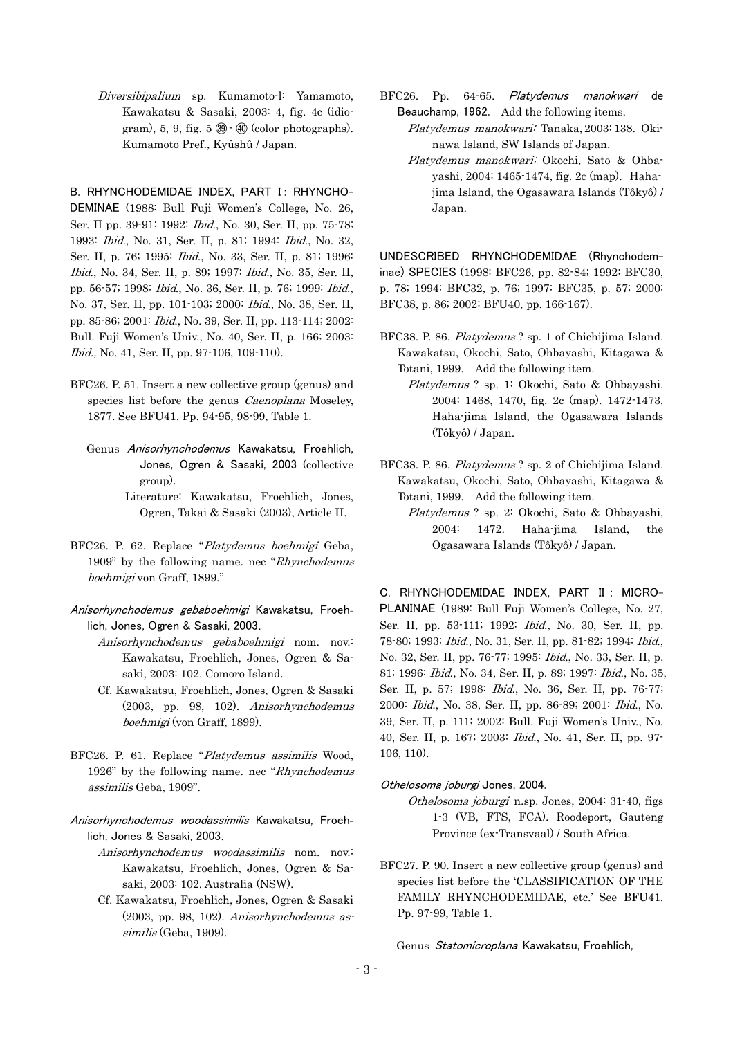*Diversibipalium* sp. Kumamoto-1: Yamamoto, Kawakatsu & Sasaki, 2003: 4, fig. 4c (idiogram), 5, 9, fig. 5 ㊴ - ㊵ (color photographs). Kumamoto Pref., Kyûshû / Japan.

B. RHYNCHODEMIDAE INDEX, PART I : RHYNCHODEMINAE (1988: Bull Fuji Women's College, No. 26, Ser. II pp. 39-91; 1992: *Ibid*., No. 30, Ser. II, pp. 75-78; 1993: *Ibid*., No. 31, Ser. II, p. 81; 1994: *Ibid*., No. 32, Ser. II, p. 76; 1995: *Ibid*., No. 33, Ser. II, p. 81; 1996: *Ibid*., No. 34, Ser. II, p. 89; 1997: *Ibid*., No. 35, Ser. II, pp. 56-57; 1998: *Ibid*., No. 36, Ser. II, p. 76; 1999: *Ibid*., No. 37, Ser. II, pp. 101-103; 2000: *Ibid*., No. 38, Ser. II, pp. 85-86; 2001: *Ibid*., No. 39, Ser. II, pp. 113-114; 2002: Bull. Fuji Women's Univ., No. 40, Ser. II, p. 166; 2003: *Ibid.,* No. 41, Ser. II, pp. 97-106, 109-110).

BFC26. P. 51. Insert a new collective group (genus) and species list before the genus *Caenoplana* Moseley, 1877. See BFU41. Pp. 94-95, 98-99, Table 1.

Genus *Anisorhynchodemus* Kawakatsu, Froehlich, Jones, Ogren & Sasaki, 2003 (collective group).

Literature: Kawakatsu, Froehlich, Jones, Ogren, Takai & Sasaki (2003), Article II.

BFC26. P. 62. Replace "*Platydemus boehmigi* Geba, 1909" by the following name. nec "*Rhynchodemus boehmigi* von Graff, 1899."

*Anisorhynchodemus gebaboehmigi* Kawakatsu, Froehlich, Jones, Ogren & Sasaki, 2003.

*Anisorhynchodemus gebaboehmigi* nom. nov.: Kawakatsu, Froehlich, Jones, Ogren & Sasaki, 2003: 102. Comoro Island.

Cf. Kawakatsu, Froehlich, Jones, Ogren & Sasaki (2003, pp. 98, 102). *Anisorhynchodemus boehmigi* (von Graff, 1899).

BFC26. P. 61. Replace "*Platydemus assimilis* Wood, 1926" by the following name. nec "*Rhynchodemus assimilis* Geba, 1909".

*Anisorhynchodemus woodassimilis* Kawakatsu, Froehlich, Jones & Sasaki, 2003.

*Anisorhynchodemus woodassimilis* nom. nov.: Kawakatsu, Froehlich, Jones, Ogren & Sasaki, 2003: 102. Australia (NSW).

Cf. Kawakatsu, Froehlich, Jones, Ogren & Sasaki (2003, pp. 98, 102). *Anisorhynchodemus assimilis* (Geba, 1909).

BFC26. Pp. 64-65. *Platydemus manokwari* de Beauchamp, 1962. Add the following items.

*Platydemus manokwari:* Tanaka, 2003: 138. Okinawa Island, SW Islands of Japan.

*Platydemus manokwari:* Okochi, Sato & Ohbayashi, 2004: 1465-1474, fig. 2c (map). Haha-jima Island, the Ogasawara Islands (Tôkyô) / Japan.

UNDESCRIBED RHYNCHODEMIDAE (Rhynchodeminae) SPECIES (1998: BFC26, pp. 82-84; 1992: BFC30, p. 78; 1994: BFC32, p. 76; 1997: BFC35, p. 57; 2000: BFC38, p. 86; 2002: BFU40, pp. 166-167).

BFC38. P. 86. *Platydemus* ? sp. 1 of Chichijima Island. Kawakatsu, Okochi, Sato, Ohbayashi, Kitagawa & Totani, 1999. Add the following item.

*Platydemus* ? sp. 1: Okochi, Sato & Ohbayashi. 2004: 1468, 1470, fig. 2c (map). 1472-1473. Haha-jima Island, the Ogasawara Islands (Tôkyô) / Japan.

BFC38. P. 86. *Platydemus* ? sp. 2 of Chichijima Island. Kawakatsu, Okochi, Sato, Ohbayashi, Kitagawa & Totani, 1999. Add the following item.

*Platydemus* ? sp. 2: Okochi, Sato & Ohbayashi, 2004: 1472. Haha-jima Island, the Ogasawara Islands (Tôkyô) / Japan.

C. RHYNCHODEMIDAE INDEX, PART II : MICROPLANINAE (1989: Bull Fuji Women's College, No. 27, Ser. II, pp. 53-111; 1992: *Ibid*., No. 30, Ser. II, pp. 78-80; 1993: *Ibid*., No. 31, Ser. II, pp. 81-82; 1994: *Ibid*., No. 32, Ser. II, pp. 76-77; 1995: *Ibid*., No. 33, Ser. II, p. 81; 1996: *Ibid*., No. 34, Ser. II, p. 89; 1997: *Ibid*., No. 35, Ser. II, p. 57; 1998: *Ibid*., No. 36, Ser. II, pp. 76-77; 2000: *Ibid*., No. 38, Ser. II, pp. 86-89; 2001: *Ibid*., No. 39, Ser. II, p. 111; 2002: Bull. Fuji Women's Univ., No. 40, Ser. II, p. 167; 2003: *Ibid*., No. 41, Ser. II, pp. 97-106, 110).

*Othelosoma joburgi* Jones, 2004.

*Othelosoma joburgi* n.sp. Jones, 2004: 31-40, figs 1-3 (VB, FTS, FCA). Roodeport, Gauteng Province (ex-Transvaal) / South Africa.

BFC27. P. 90. Insert a new collective group (genus) and species list before the 'CLASSIFICATION OF THE FAMILY RHYNCHODEMIDAE, etc.' See BFU41. Pp. 97-99, Table 1.

Genus *Statomicroplana* Kawakatsu, Froehlich,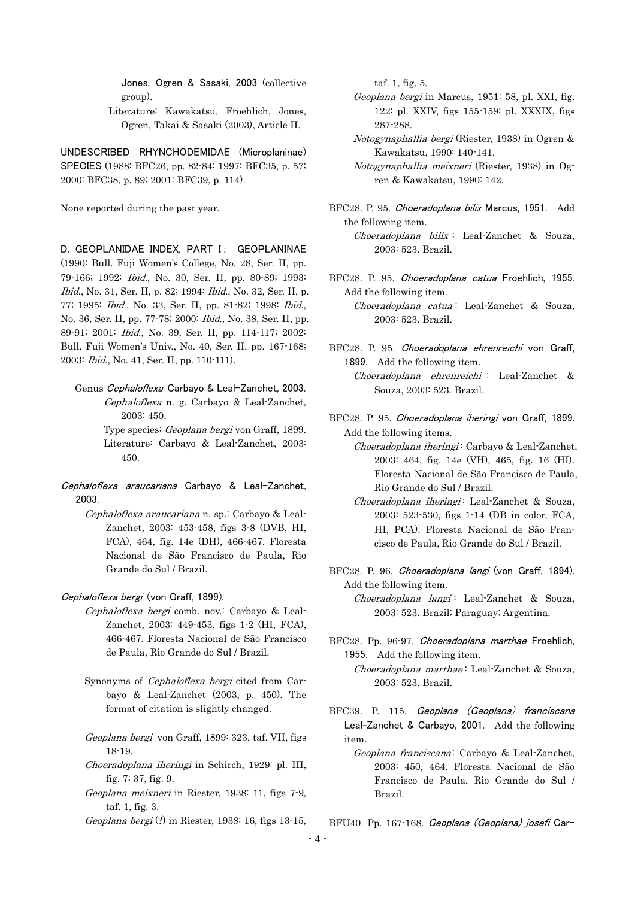Jones, Ogren & Sasaki, 2003 (collective group).

Literature: Kawakatsu, Froehlich, Jones, Ogren, Takai & Sasaki (2003), Article II.

UNDESCRIBED RHYNCHODEMIDAE (Microplaninae) SPECIES (1988: BFC26, pp. 82-84; 1997: BFC35, p. 57; 2000: BFC38, p. 89; 2001: BFC39, p. 114).

None reported during the past year.

## D. GEOPLANIDAE INDEX, PART I: GEOPLANINAE

(1990: Bull. Fuji Women's College, No. 28, Ser. II, pp. 79-166; 1992: *Ibid.*, No. 30, Ser. II, pp. 80-89; 1993: *Ibid.*, No. 31, Ser. II, p. 82; 1994: *Ibid.*, No. 32, Ser. II, p. 77; 1995: *Ibid.*, No. 33, Ser. II, pp. 81-82; 1998: *Ibid.*, No. 36, Ser. II, pp. 77-78; 2000: *Ibid.*, No. 38, Ser. II, pp. 89-91; 2001: *Ibid.*, No. 39, Ser. II, pp. 114-117; 2002: Bull. Fuji Women's Univ., No. 40, Ser. II, pp. 167-168; 2003: *Ibid.*, No. 41, Ser. II, pp. 110-111).

Genus *Cephaloflexa* Carbayo & Leal-Zanchet, 2003.

*Cephaloflexa* n. g. Carbayo & Leal-Zanchet, 2003: 450.

Type species: *Geoplana bergi* von Graff, 1899.

Literature: Carbayo & Leal-Zanchet, 2003: 450.

*Cephaloflexa araucariana* Carbayo & Leal-Zanchet, 2003.

*Cephaloflexa araucariana* n. sp.: Carbayo & Leal-Zanchet, 2003: 453-458, figs 3-8 (DVB, HI, FCA), 464, fig. 14e (DH), 466-467. Floresta Nacional de São Francisco de Paula, Rio Grande do Sul / Brazil.

*Cephaloflexa bergi* (von Graff, 1899).

*Cephaloflexa bergi* comb. nov.: Carbayo & Leal-Zanchet, 2003: 449-453, figs 1-2 (HI, FCA), 466-467. Floresta Nacional de São Francisco de Paula, Rio Grande do Sul / Brazil.

Synonyms of *Cephaloflexa bergi* cited from Carbayo & Leal-Zanchet (2003, p. 450). The format of citation is slightly changed.

*Geoplana bergi* von Graff, 1899: 323, taf. VII, figs 18-19.

*Choeradoplana iheringi* in Schirch, 1929: pl. III, fig. 7; 37, fig. 9.

*Geoplana meixneri* in Riester, 1938: 11, figs 7-9, taf. 1, fig. 3.

*Geoplana bergi* (?) in Riester, 1938: 16, figs 13-15, taf. 1, fig. 5.

*Geoplana bergi* in Marcus, 1951: 58, pl. XXI, fig. 122; pl. XXIV, figs 155-159; pl. XXXIX, figs 287-288.

*Notogynaphallia bergi* (Riester, 1938) in Ogren & Kawakatsu, 1990: 140-141.

*Notogynaphallia meixneri* (Riester, 1938) in Ogren & Kawakatsu, 1990: 142.

BFC28. P. 95. *Choeradoplana bilix* Marcus, 1951. Add the following item.

*Choeradoplana bilix*: Leal-Zanchet & Souza, 2003: 523. Brazil.

BFC28. P. 95. *Choeradoplana catua* Froehlich, 1955. Add the following item.

*Choeradoplana catua*: Leal-Zanchet & Souza, 2003: 523. Brazil.

BFC28. P. 95. *Choeradoplana ehrenreichi* von Graff, 1899. Add the following item.

*Choeradoplana ehrenreichi*: Leal-Zanchet & Souza, 2003: 523. Brazil.

BFC28. P. 95. *Choeradoplana iheringi* von Graff, 1899. Add the following items.

*Choeradoplana iheringi*: Carbayo & Leal-Zanchet, 2003: 464, fig. 14e (VH), 465, fig. 16 (HI). Floresta Nacional de São Francisco de Paula, Rio Grande do Sul / Brazil.

*Choeradoplana iheringi*: Leal-Zanchet & Souza, 2003: 523-530, figs 1-14 (DB in color, FCA, HI, PCA). Floresta Nacional de São Francisco de Paula, Rio Grande do Sul / Brazil.

BFC28. P. 96. *Choeradoplana langi* (von Graff, 1894). Add the following item.

*Choeradoplana langi*: Leal-Zanchet & Souza, 2003: 523. Brazil; Paraguay; Argentina.

BFC28. Pp. 96-97. *Choeradoplana marthae* Froehlich, 1955. Add the following item.

*Choeradoplana marthae*: Leal-Zanchet & Souza, 2003: 523. Brazil.

BFC39. P. 115. *Geoplana (Geoplana) franciscana* Leal-Zanchet & Carbayo, 2001. Add the following item.

*Geoplana franciscana*: Carbayo & Leal-Zanchet, 2003: 450, 464. Floresta Nacional de São Francisco de Paula, Rio Grande do Sul / Brazil.

BFU40. Pp. 167-168. *Geoplana (Geoplana) josefi* Car-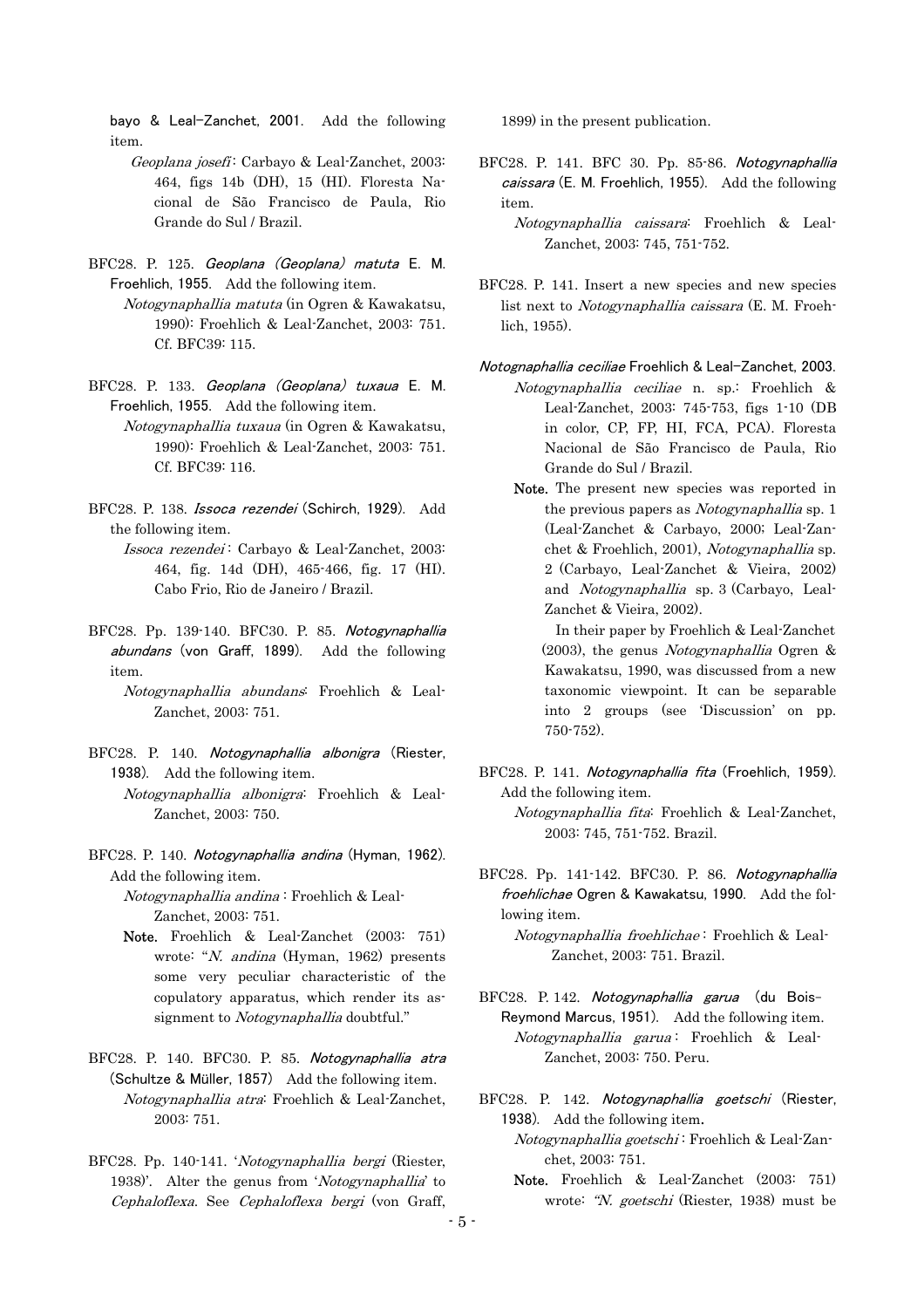bayo & Leal-Zanchet, 2001. Add the following item.

*Geoplana josefi*: Carbayo & Leal-Zanchet, 2003: 464, figs 14b (DH), 15 (HI). Floresta Nacional de São Francisco de Paula, Rio Grande do Sul / Brazil.

BFC28. P. 125. *Geoplana (Geoplana) matuta* E. M. Froehlich, 1955. Add the following item.

*Notogynaphallia matuta* (in Ogren & Kawakatsu, 1990): Froehlich & Leal-Zanchet, 2003: 751. Cf. BFC39: 115.

BFC28. P. 133. *Geoplana (Geoplana) tuxaua* E. M. Froehlich, 1955. Add the following item.

*Notogynaphallia tuxaua* (in Ogren & Kawakatsu, 1990): Froehlich & Leal-Zanchet, 2003: 751. Cf. BFC39: 116.

BFC28. P. 138. *Issoca rezendei* (Schirch, 1929). Add the following item.

*Issoca rezendei*: Carbayo & Leal-Zanchet, 2003: 464, fig. 14d (DH), 465-466, fig. 17 (HI). Cabo Frio, Rio de Janeiro / Brazil.

BFC28. Pp. 139-140. BFC30. P. 85. *Notogynaphallia abundans* (von Graff, 1899). Add the following item.

*Notogynaphallia abundans*: Froehlich & Leal-Zanchet, 2003: 751.

BFC28. P. 140. *Notogynaphallia albonigra* (Riester, 1938). Add the following item.

*Notogynaphallia albonigra*: Froehlich & Leal-Zanchet, 2003: 750.

BFC28. P. 140. *Notogynaphallia andina* (Hyman, 1962). Add the following item.

*Notogynaphallia andina*: Froehlich & Leal-Zanchet, 2003: 751.

**Note.** Froehlich & Leal-Zanchet (2003: 751) wrote: "*N. andina* (Hyman, 1962) presents some very peculiar characteristic of the copulatory apparatus, which render its assignment to *Notogynaphallia* doubtful."

BFC28. P. 140. BFC30. P. 85. *Notogynaphallia atra* (Schultze & Müller, 1857) Add the following item.

*Notogynaphallia atra*: Froehlich & Leal-Zanchet, 2003: 751.

BFC28. Pp. 140-141. '*Notogynaphallia bergi* (Riester, 1938)'. Alter the genus from '*Notogynaphallia*' to *Cephaloflexa*. See *Cephaloflexa bergi* (von Graff, 1899) in the present publication.

BFC28. P. 141. BFC 30. Pp. 85-86. *Notogynaphallia caissara* (E. M. Froehlich, 1955). Add the following item.

*Notogynaphallia caissara*: Froehlich & Leal-Zanchet, 2003: 745, 751-752.

BFC28. P. 141. Insert a new species and new species list next to *Notogynaphallia caissara* (E. M. Froehlich, 1955).

*Notognaphallia ceciliae* Froehlich & Leal-Zanchet, 2003.

*Notogynaphallia ceciliae* n. sp.: Froehlich & Leal-Zanchet, 2003: 745-753, figs 1-10 (DB in color, CP, FP, HI, FCA, PCA). Floresta Nacional de São Francisco de Paula, Rio Grande do Sul / Brazil.

**Note.** The present new species was reported in the previous papers as *Notogynaphallia* sp. 1 (Leal-Zanchet & Carbayo, 2000; Leal-Zanchet & Froehlich, 2001), *Notogynaphallia* sp. 2 (Carbayo, Leal-Zanchet & Vieira, 2002) and *Notogynaphallia* sp. 3 (Carbayo, Leal-Zanchet & Vieira, 2002).

In their paper by Froehlich & Leal-Zanchet (2003), the genus *Notogynaphallia* Ogren & Kawakatsu, 1990, was discussed from a new taxonomic viewpoint. It can be separable into 2 groups (see 'Discussion' on pp. 750-752).

BFC28. P. 141. *Notogynaphallia fita* (Froehlich, 1959). Add the following item.

*Notogynaphallia fita*: Froehlich & Leal-Zanchet, 2003: 745, 751-752. Brazil.

BFC28. Pp. 141-142. BFC30. P. 86. *Notogynaphallia froehlichae* Ogren & Kawakatsu, 1990. Add the following item.

*Notogynaphallia froehlichae*: Froehlich & Leal-Zanchet, 2003: 751. Brazil.

BFC28. P. 142. *Notogynaphallia garua* (du Bois-Reymond Marcus, 1951). Add the following item.

*Notogynaphallia garua*: Froehlich & Leal-Zanchet, 2003: 750. Peru.

BFC28. P. 142. *Notogynaphallia goetschi* (Riester, 1938). Add the following item.

*Notogynaphallia goetschi*: Froehlich & Leal-Zanchet, 2003: 751.

**Note.** Froehlich & Leal-Zanchet (2003: 751) wrote: "*N. goetschi* (Riester, 1938) must be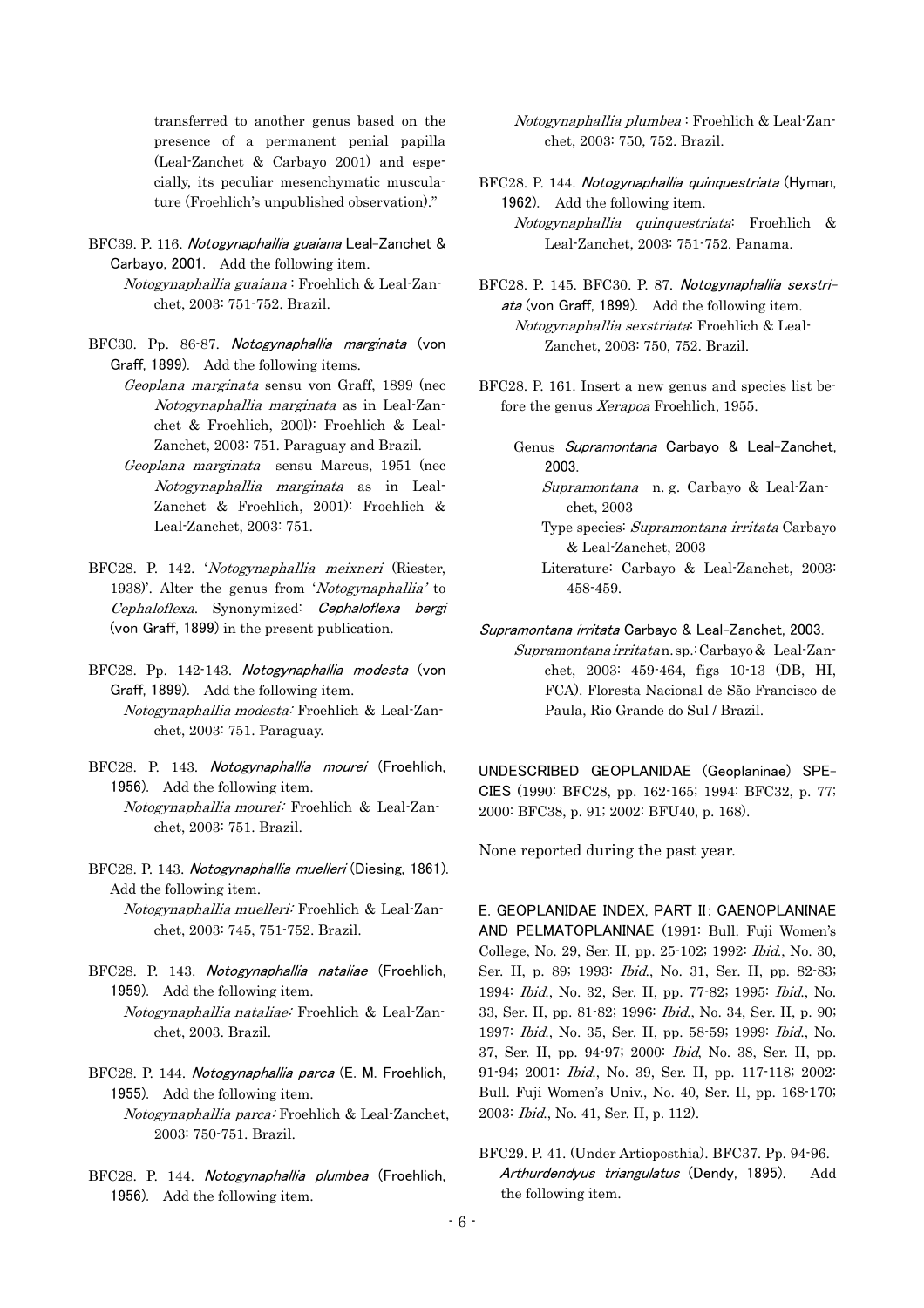transferred to another genus based on the presence of a permanent penial papilla (Leal-Zanchet & Carbayo 2001) and especially, its peculiar mesenchymatic musculature (Froehlich's unpublished observation)."

BFC39. P. 116. ***Notogynaphallia guaiana*** **Leal-Zanchet & Carbayo, 2001**. Add the following item.
*Notogynaphallia guaiana* : Froehlich & Leal-Zanchet, 2003: 751-752. Brazil.

BFC30. Pp. 86-87. ***Notogynaphallia marginata*** **(von Graff, 1899)**. Add the following items.
*Geoplana marginata* sensu von Graff, 1899 (nec *Notogynaphallia marginata* as in Leal-Zanchet & Froehlich, 200l): Froehlich & Leal-Zanchet, 2003: 751. Paraguay and Brazil.
*Geoplana marginata* sensu Marcus, 1951 (nec *Notogynaphallia marginata* as in Leal-Zanchet & Froehlich, 2001): Froehlich & Leal-Zanchet, 2003: 751.

BFC28. P. 142. '*Notogynaphallia meixneri* (Riester, 1938)'. Alter the genus from '*Notogynaphallia'* to *Cephaloflexa*. Synonymized: ***Cephaloflexa bergi*** **(von Graff, 1899)** in the present publication.

BFC28. Pp. 142-143. ***Notogynaphallia modesta*** **(von Graff, 1899)**. Add the following item.
*Notogynaphallia modesta:* Froehlich & Leal-Zanchet, 2003: 751. Paraguay.

BFC28. P. 143. ***Notogynaphallia mourei*** **(Froehlich, 1956)**. Add the following item.
*Notogynaphallia mourei:* Froehlich & Leal-Zanchet, 2003: 751. Brazil.

BFC28. P. 143. ***Notogynaphallia muelleri*** **(Diesing, 1861)**. Add the following item.
*Notogynaphallia muelleri:* Froehlich & Leal-Zanchet, 2003: 745, 751-752. Brazil.

BFC28. P. 143. ***Notogynaphallia nataliae*** **(Froehlich, 1959)**. Add the following item.
*Notogynaphallia nataliae:* Froehlich & Leal-Zanchet, 2003. Brazil.

BFC28. P. 144. ***Notogynaphallia parca*** **(E. M. Froehlich, 1955)**. Add the following item.
*Notogynaphallia parca:* Froehlich & Leal-Zanchet, 2003: 750-751. Brazil.

BFC28. P. 144. ***Notogynaphallia plumbea*** **(Froehlich, 1956)**. Add the following item.
*Notogynaphallia plumbea* : Froehlich & Leal-Zanchet, 2003: 750, 752. Brazil.

BFC28. P. 144. ***Notogynaphallia quinquestriata*** **(Hyman, 1962)**. Add the following item.
*Notogynaphallia quinquestriata*: Froehlich & Leal-Zanchet, 2003: 751-752. Panama.

BFC28. P. 145. BFC30. P. 87. ***Notogynaphallia sexstriata*** **(von Graff, 1899)**. Add the following item.
*Notogynaphallia sexstriata*: Froehlich & Leal-Zanchet, 2003: 750, 752. Brazil.

BFC28. P. 161. Insert a new genus and species list before the genus *Xerapoa* Froehlich, 1955.

Genus ***Supramontana*** **Carbayo & Leal-Zanchet, 2003.**
*Supramontana* n. g. Carbayo & Leal-Zanchet, 2003
Type species: *Supramontana irritata* Carbayo & Leal-Zanchet, 2003
Literature: Carbayo & Leal-Zanchet, 2003: 458-459.

***Supramontana irritata*** **Carbayo & Leal-Zanchet, 2003.**
*Supramontana irritata* n. sp.: Carbayo & Leal-Zanchet, 2003: 459-464, figs 10-13 (DB, HI, FCA). Floresta Nacional de São Francisco de Paula, Rio Grande do Sul / Brazil.

**UNDESCRIBED GEOPLANIDAE (Geoplaninae) SPECIES** (1990: BFC28, pp. 162-165; 1994: BFC32, p. 77; 2000: BFC38, p. 91; 2002: BFU40, p. 168).

None reported during the past year.

**E. GEOPLANIDAE INDEX, PART II: CAENOPLANINAE AND PELMATOPLANINAE** (1991: Bull. Fuji Women's College, No. 29, Ser. II, pp. 25-102; 1992: *Ibid.*, No. 30, Ser. II, p. 89; 1993: *Ibid.*, No. 31, Ser. II, pp. 82-83; 1994: *Ibid.*, No. 32, Ser. II, pp. 77-82; 1995: *Ibid.*, No. 33, Ser. II, pp. 81-82; 1996: *Ibid.*, No. 34, Ser. II, p. 90; 1997: *Ibid.*, No. 35, Ser. II, pp. 58-59; 1999: *Ibid.*, No. 37, Ser. II, pp. 94-97; 2000: *Ibid*, No. 38, Ser. II, pp. 91-94; 2001: *Ibid.*, No. 39, Ser. II, pp. 117-118; 2002: Bull. Fuji Women's Univ., No. 40, Ser. II, pp. 168-170; 2003: *Ibid.*, No. 41, Ser. II, p. 112).

BFC29. P. 41. (Under Artioposthia). BFC37. Pp. 94-96. ***Arthurdendyus triangulatus*** **(Dendy, 1895)**. Add the following item.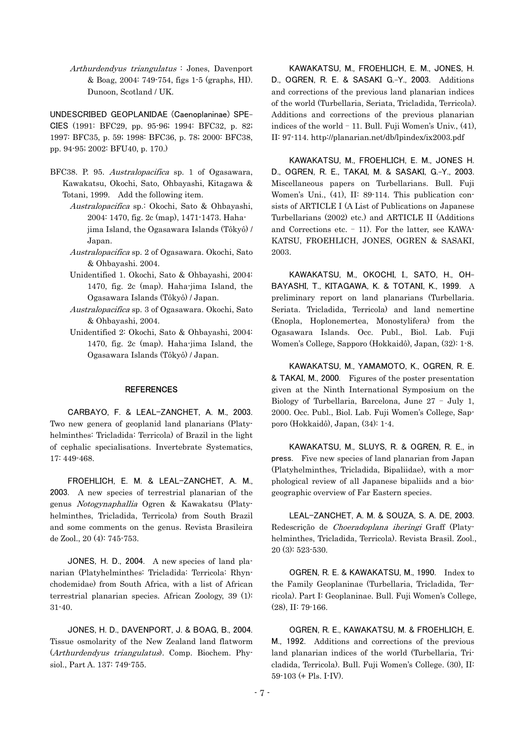*Arthurdendyus triangulatus* : Jones, Davenport & Boag, 2004: 749-754, figs 1-5 (graphs, HI). Dunoon, Scotland / UK.

**UNDESCRIBED GEOPLANIDAE (Caenoplaninae) SPECIES** (1991: BFC29, pp. 95-96; 1994: BFC32, p. 82; 1997: BFC35, p. 59; 1998: BFC36, p. 78; 2000: BFC38, pp. 94-95; 2002: BFU40, p. 170.)

BFC38. P. 95. *Australopacifica* sp. 1 of Ogasawara, Kawakatsu, Okochi, Sato, Ohbayashi, Kitagawa & Totani, 1999. Add the following item.

- *Australopacifica* sp.: Okochi, Sato & Ohbayashi, 2004: 1470, fig. 2c (map), 1471-1473. Haha-jima Island, the Ogasawara Islands (Tôkyô) / Japan.
- *Australopacifica* sp. 2 of Ogasawara. Okochi, Sato & Ohbayashi. 2004.
- Unidentified 1. Okochi, Sato & Ohbayashi, 2004: 1470, fig. 2c (map). Haha-jima Island, the Ogasawara Islands (Tôkyô) / Japan.
- *Australopacifica* sp. 3 of Ogasawara. Okochi, Sato & Ohbayashi, 2004.
- Unidentified 2: Okochi, Sato & Ohbayashi, 2004: 1470, fig. 2c (map). Haha-jima Island, the Ogasawara Islands (Tôkyô) / Japan.

## REFERENCES

**CARBAYO, F. & LEAL-ZANCHET, A. M., 2003.** Two new genera of geoplanid land planarians (Platyhelminthes: Tricladida: Terricola) of Brazil in the light of cephalic specialisations. Invertebrate Systematics, 17: 449-468.

**FROEHLICH, E. M. & LEAL-ZANCHET, A. M., 2003.** A new species of terrestrial planarian of the genus *Notogynaphallia* Ogren & Kawakatsu (Platyhelminthes, Tricladida, Terricola) from South Brazil and some comments on the genus. Revista Brasileira de Zool., 20 (4): 745-753.

**JONES, H. D., 2004.** A new species of land planarian (Platyhelminthes: Tricladida: Terricola: Rhynchodemidae) from South Africa, with a list of African terrestrial planarian species. African Zoology, 39 (1): 31-40.

**JONES, H. D., DAVENPORT, J. & BOAG, B., 2004.** Tissue osmolarity of the New Zealand land flatworm (*Arthurdendyus triangulatus*). Comp. Biochem. Physiol., Part A. 137: 749-755.

**KAWAKATSU, M., FROEHLICH, E. M., JONES, H. D., OGREN, R. E. & SASAKI G.-Y., 2003.** Additions and corrections of the previous land planarian indices of the world (Turbellaria, Seriata, Tricladida, Terricola). Additions and corrections of the previous planarian indices of the world – 11. Bull. Fuji Women's Univ., (41), II: 97-114. http://planarian.net/db/lpindex/ix2003.pdf

**KAWAKATSU, M., FROEHLICH, E. M., JONES H. D., OGREN, R. E., TAKAI, M. & SASAKI, G.-Y., 2003.** Miscellaneous papers on Turbellarians. Bull. Fuji Women's Uni., (41), II: 89-114. This publication consists of ARTICLE I (A List of Publications on Japanese Turbellarians (2002) etc.) and ARTICLE II (Additions and Corrections etc. – 11). For the latter, see KAWAKATSU, FROEHLICH, JONES, OGREN & SASAKI, 2003.

**KAWAKATSU, M., OKOCHI, I., SATO, H., OHBAYASHI, T., KITAGAWA, K. & TOTANI, K., 1999.** A preliminary report on land planarians (Turbellaria. Seriata. Tricladida, Terricola) and land nemertine (Enopla, Hoplonemertea, Monostylifera) from the Ogasawara Islands. Occ. Publ., Biol. Lab. Fuji Women's College, Sapporo (Hokkaidô), Japan, (32): 1-8.

**KAWAKATSU, M., YAMAMOTO, K., OGREN, R. E. & TAKAI, M., 2000.** Figures of the poster presentation given at the Ninth International Symposium on the Biology of Turbellaria, Barcelona, June 27 – July 1, 2000. Occ. Publ., Biol. Lab. Fuji Women's College, Sapporo (Hokkaidô), Japan, (34): 1-4.

**KAWAKATSU, M., SLUYS, R. & OGREN, R. E., in press.** Five new species of land planarian from Japan (Platyhelminthes, Tricladida, Bipaliidae), with a morphological review of all Japanese bipaliids and a biogeographic overview of Far Eastern species.

**LEAL-ZANCHET, A. M. & SOUZA, S. A. DE, 2003.** Redescrição de *Choeradoplana iheringi* Graff (Platyhelminthes, Tricladida, Terricola). Revista Brasil. Zool., 20 (3): 523-530.

**OGREN, R. E. & KAWAKATSU, M., 1990.** Index to the Family Geoplaninae (Turbellaria, Tricladida, Terricola). Part I: Geoplaninae. Bull. Fuji Women's College, (28), II: 79-166.

**OGREN, R. E., KAWAKATSU, M. & FROEHLICH, E. M., 1992.** Additions and corrections of the previous land planarian indices of the world (Turbellaria, Tricladida, Terricola). Bull. Fuji Women's College. (30), II: 59-103 (+ Pls. I-IV).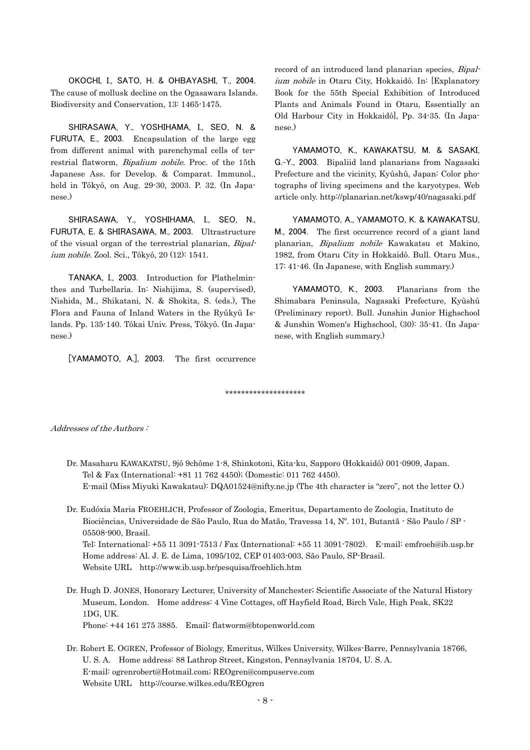**OKOCHI, I., SATO, H. & OHBAYASHI, T., 2004.** The cause of mollusk decline on the Ogasawara Islands. Biodiversity and Conservation, 13: 1465-1475.

**SHIRASAWA, Y., YOSHIHAMA, I., SEO, N. & FURUTA, E., 2003.** Encapsulation of the large egg from different animal with parenchymal cells of terrestrial flatworm, *Bipalium nobile*. Proc. of the 15th Japanese Ass. for Develop. & Comparat. Immunol., held in Tôkyô, on Aug. 29-30, 2003. P. 32. (In Japanese.)

**SHIRASAWA, Y., YOSHIHAMA, I., SEO, N., FURUTA, E. & SHIRASAWA, M., 2003.** Ultrastructure of the visual organ of the terrestrial planarian, *Bipalium nobile*. Zool. Sci., Tôkyô, 20 (12): 1541.

**TANAKA, I., 2003.** Introduction for Plathelminthes and Turbellaria. In: Nishijima, S. (supervised), Nishida, M., Shikatani, N. & Shokita, S. (eds.), The Flora and Fauna of Inland Waters in the Ryûkyû Islands. Pp. 135-140. Tôkai Univ. Press, Tôkyô. (In Japanese.)

**[YAMAMOTO, A.], 2003.** The first occurrence record of an introduced land planarian species, *Bipalium nobile* in Otaru City, Hokkaidô. In: [Explanatory Book for the 55th Special Exhibition of Introduced Plants and Animals Found in Otaru, Essentially an Old Harbour City in Hokkaidô], Pp. 34-35. (In Japanese.)

**YAMAMOTO, K., KAWAKATSU, M. & SASAKI, G.-Y., 2003.** Bipaliid land planarians from Nagasaki Prefecture and the vicinity, Kyûshû, Japan: Color photographs of living specimens and the karyotypes. Web article only. http://planarian.net/kswp/40/nagasaki.pdf

**YAMAMOTO, A., YAMAMOTO, K. & KAWAKATSU, M., 2004.** The first occurrence record of a giant land planarian, *Bipalium nobile* Kawakatsu et Makino, 1982, from Otaru City in Hokkaidô. Bull. Otaru Mus., 17: 41-46. (In Japanese, with English summary.)

**YAMAMOTO, K., 2003.** Planarians from the Shimabara Peninsula, Nagasaki Prefecture, Kyûshû (Preliminary report). Bull. Junshin Junior Highschool & Junshin Women's Highschool, (30): 35-41. (In Japanese, with English summary.)

********************

*Addresses of the Authors :*

Dr. Masaharu KAWAKATSU, 9jô 9chôme 1-8, Shinkotoni, Kita-ku, Sapporo (Hokkaidô) 001-0909, Japan.
Tel & Fax (International: +81 11 762 4450); (Domestic: 011 762 4450).
E-mail (Miss Miyuki Kawakatsu): DQA01524@nifty.ne.jp (The 4th character is "zero", not the letter O.)

Dr. Eudóxia Maria FROEHLICH, Professor of Zoologia, Emeritus, Departamento de Zoologia, Instituto de Biociências, Universidade de São Paulo, Rua do Matão, Travessa 14, Nº. 101, Butantã - São Paulo / SP - 05508-900, Brasil.
Tel: International: +55 11 3091-7513 / Fax (International: +55 11 3091-7802). E-mail: emfroeh@ib.usp.br
Home address: Al. J. E. de Lima, 1095/102, CEP 01403-003, São Paulo, SP-Brasil.
Website URL http://www.ib.usp.br/pesquisa/froehlich.htm

Dr. Hugh D. JONES, Honorary Lecturer, University of Manchester; Scientific Associate of the Natural History Museum, London. Home address: 4 Vine Cottages, off Hayfield Road, Birch Vale, High Peak, SK22 1DG, UK.
Phone: +44 161 275 3885. Email: flatworm@btopenworld.com

Dr. Robert E. OGREN, Professor of Biology, Emeritus, Wilkes University, Wilkes-Barre, Pennsylvania 18766, U. S. A. Home address: 88 Lathrop Street, Kingston, Pennsylvania 18704, U. S. A.
E-mail: ogrenrobert@Hotmail.com; REOgren@compuserve.com
Website URL http://course.wilkes.edu/REOgren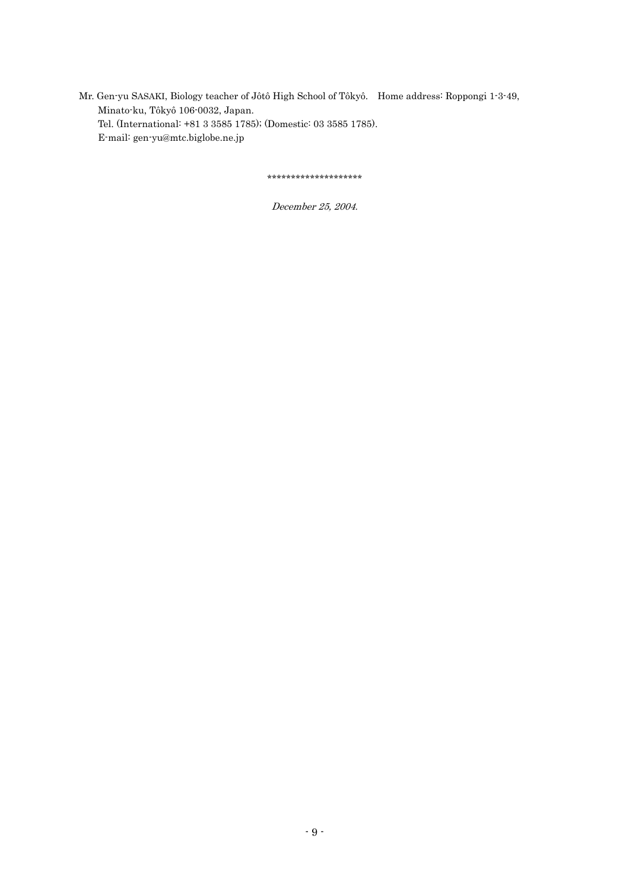Mr. Gen-yu SASAKI, Biology teacher of Jôtô High School of Tôkyô. Home address: Roppongi 1-3-49, Minato-ku, Tôkyô 106-0032, Japan.
Tel. (International: +81 3 3585 1785); (Domestic: 03 3585 1785).
E-mail: gen-yu@mtc.biglobe.ne.jp

********************

*December 25, 2004.*